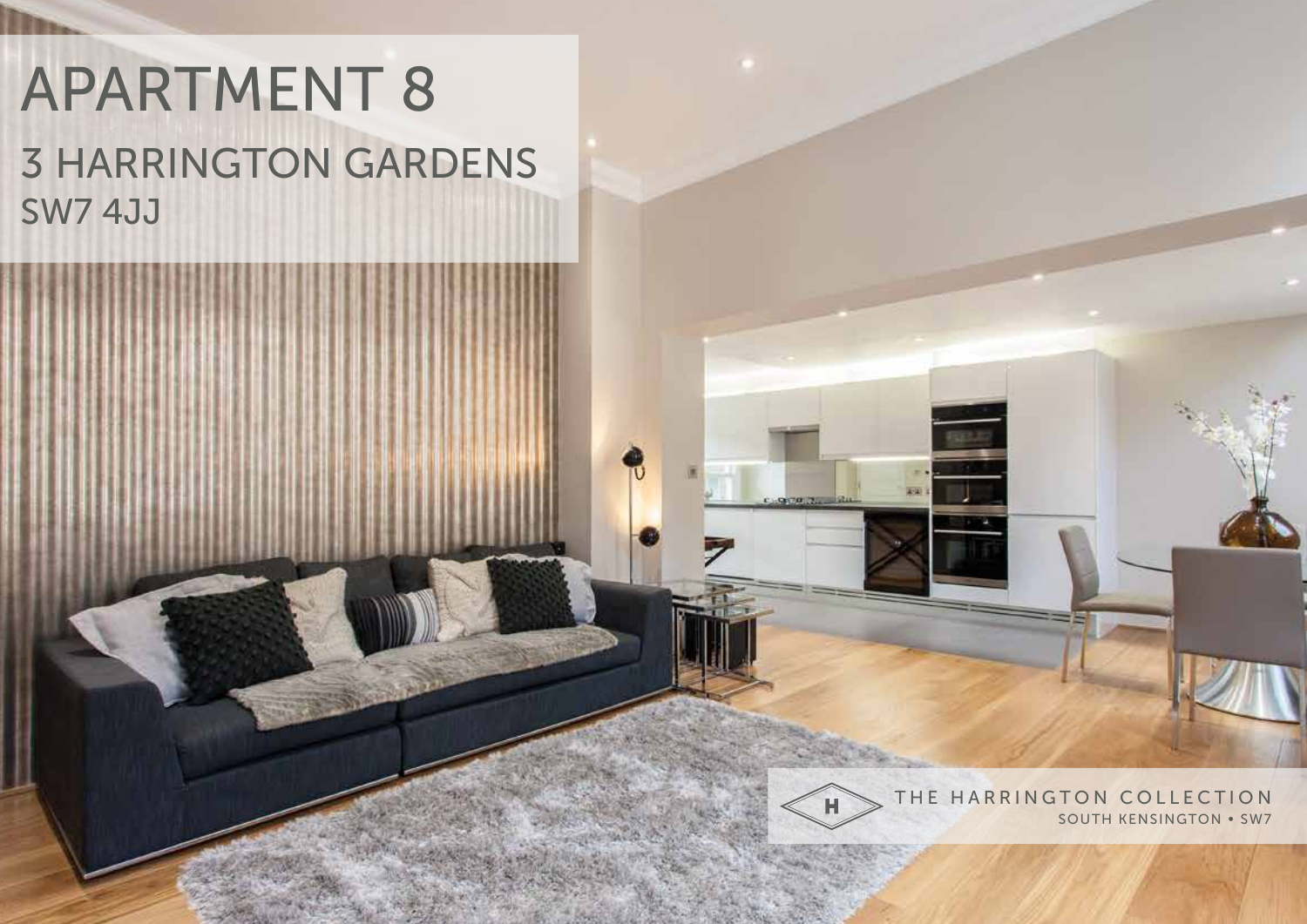# APARTMENT 8

## 3 HARRINGTON GARDENS

SW7 4JJ

THE HARRINGTON COLLECTION

SOUTH KENSINGTON • SW7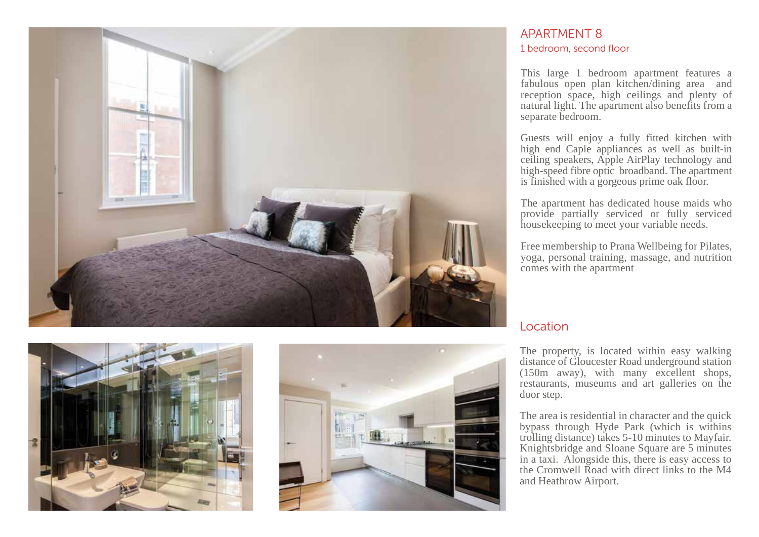# APARTMENT 8

1 bedroom, second floor

This large 1 bedroom apartment features a fabulous open plan kitchen/dining area and reception space, high ceilings and plenty of natural light. The apartment also benefits from a separate bedroom.

Guests will enjoy a fully fitted kitchen with high end Caple appliances as well as built-in ceiling speakers, Apple AirPlay technology and high-speed fibre optic broadband. The apartment is finished with a gorgeous prime oak floor.

The apartment has dedicated house maids who provide partially serviced or fully serviced housekeeping to meet your variable needs.

Free membership to Prana Wellbeing for Pilates, yoga, personal training, massage, and nutrition comes with the apartment

## Location

The property, is located within easy walking distance of Gloucester Road underground station (150m away), with many excellent shops, restaurants, museums and art galleries on the door step.

The area is residential in character and the quick bypass through Hyde Park (which is withins trolling distance) takes 5-10 minutes to Mayfair. Knightsbridge and Sloane Square are 5 minutes in a taxi. Alongside this, there is easy access to the Cromwell Road with direct links to the M4 and Heathrow Airport.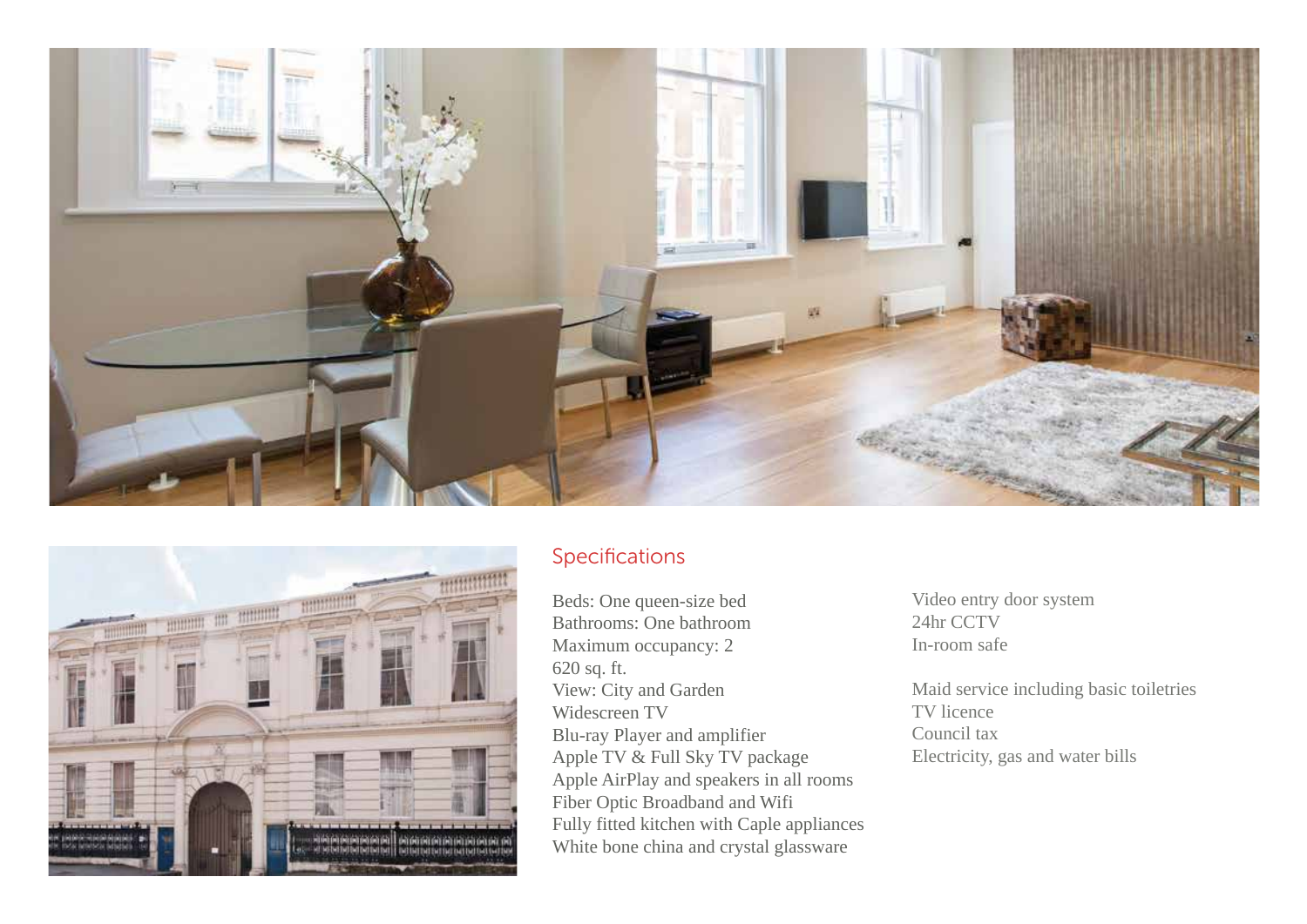## Specifications

Beds: One queen-size bed
Bathrooms: One bathroom
Maximum occupancy: 2
620 sq. ft.
View: City and Garden
Widescreen TV
Blu-ray Player and amplifier
Apple TV & Full Sky TV package
Apple AirPlay and speakers in all rooms
Fiber Optic Broadband and Wifi
Fully fitted kitchen with Caple appliances
White bone china and crystal glassware

Video entry door system
24hr CCTV
In-room safe

Maid service including basic toiletries
TV licence
Council tax
Electricity, gas and water bills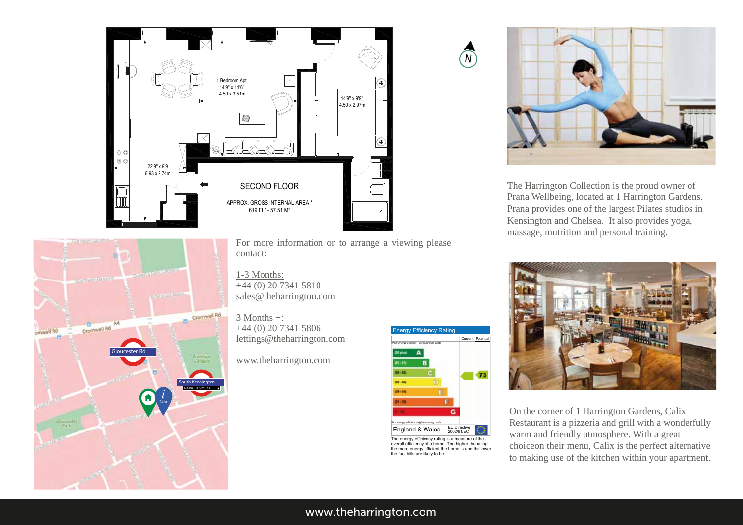1 Bedroom Apt.
14'9" x 11'6"
4.50 x 3.51m

14'9" x 9'9"
4.50 x 2.97m

22'9" x 9'9
6.93 x 2.74m

SECOND FLOOR

APPROX. GROSS INTERNAL AREA *
619 Ft² - 57.51 M²

The Harrington Collection is the proud owner of Prana Wellbeing, located at 1 Harrington Gardens. Prana provides one of the largest Pilates studios in Kensington and Chelsea. It also provides yoga, massage, mutrition and personal training.

For more information or to arrange a viewing please contact:

1-3 Months:
+44 (0) 20 7341 5810
sales@theharrington.com

3 Months +:
+44 (0) 20 7341 5806
lettings@theharrington.com

www.theharrington.com

Gloucester Rd

South Kensington
400m - 0.6 miles

Energy Efficiency Rating

Current | Potential

Very energy efficient - lower running costs

(92 plus) A
(81 - 91) B
(69 - 80) C
(55 - 68) D
(39 - 54) E
(21 - 38) F
(1 - 20) G

Not energy efficient - higher running costs

73

England & Wales | EU Directive 2002/91/EC

The energy efficiency rating is a measure of the overall efficiency of a home. The higher the rating, the more energy efficient the home is and the lower the fuel bills are likely to be.

On the corner of 1 Harrington Gardens, Calix Restaurant is a pizzeria and grill with a wonderfully warm and friendly atmosphere. With a great choiceon their menu, Calix is the perfect alternative to making use of the kitchen within your apartment.

www.theharrington.com